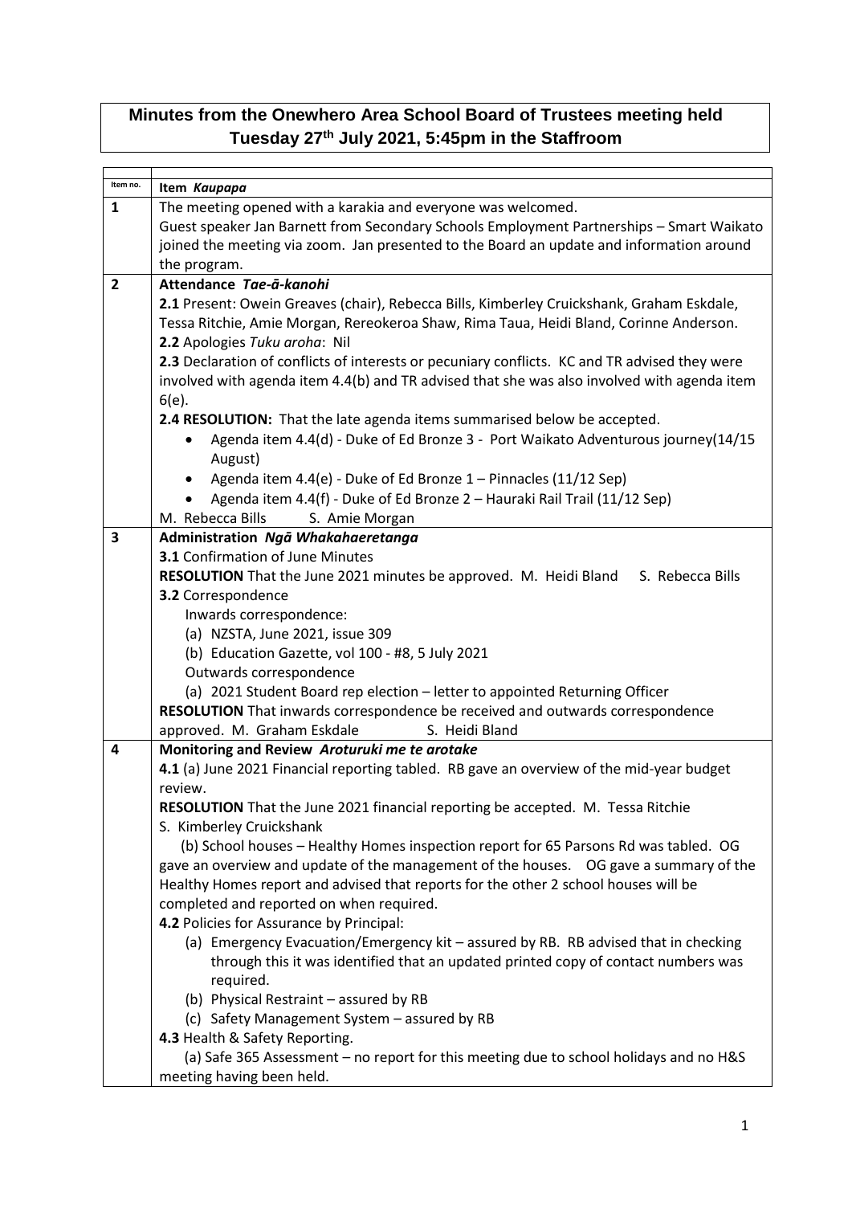# Minutes from the Onewhero Area School Board of Trustees meeting held Tuesday 27th July 2021, 5:45pm in the Staffroom

| Item no. | Item *Kaupapa* |
|---|---|
| **1** | The meeting opened with a karakia and everyone was welcomed.<br>Guest speaker Jan Barnett from Secondary Schools Employment Partnerships – Smart Waikato joined the meeting via zoom. Jan presented to the Board an update and information around the program. |
| **2** | **Attendance** ***Tae-ā-kanohi***<br>**2.1** Present: Owein Greaves (chair), Rebecca Bills, Kimberley Cruickshank, Graham Eskdale, Tessa Ritchie, Amie Morgan, Rereokeroa Shaw, Rima Taua, Heidi Bland, Corinne Anderson.<br>**2.2** Apologies *Tuku aroha*: Nil<br>**2.3** Declaration of conflicts of interests or pecuniary conflicts. KC and TR advised they were involved with agenda item 4.4(b) and TR advised that she was also involved with agenda item 6(e).<br>**2.4 RESOLUTION:** That the late agenda items summarised below be accepted.<br>• Agenda item 4.4(d) - Duke of Ed Bronze 3 - Port Waikato Adventurous journey(14/15 August)<br>• Agenda item 4.4(e) - Duke of Ed Bronze 1 – Pinnacles (11/12 Sep)<br>• Agenda item 4.4(f) - Duke of Ed Bronze 2 – Hauraki Rail Trail (11/12 Sep)<br>M. Rebecca Bills S. Amie Morgan |
| **3** | **Administration** ***Ngā Whakahaeretanga***<br>**3.1** Confirmation of June Minutes<br>**RESOLUTION** That the June 2021 minutes be approved. M. Heidi Bland S. Rebecca Bills<br>**3.2** Correspondence<br>Inwards correspondence:<br>(a) NZSTA, June 2021, issue 309<br>(b) Education Gazette, vol 100 - #8, 5 July 2021<br>Outwards correspondence<br>(a) 2021 Student Board rep election – letter to appointed Returning Officer<br>**RESOLUTION** That inwards correspondence be received and outwards correspondence approved. M. Graham Eskdale S. Heidi Bland |
| **4** | **Monitoring and Review** ***Aroturuki me te arotake***<br>**4.1** (a) June 2021 Financial reporting tabled. RB gave an overview of the mid-year budget review.<br>**RESOLUTION** That the June 2021 financial reporting be accepted. M. Tessa Ritchie S. Kimberley Cruickshank<br>(b) School houses – Healthy Homes inspection report for 65 Parsons Rd was tabled. OG gave an overview and update of the management of the houses. OG gave a summary of the Healthy Homes report and advised that reports for the other 2 school houses will be completed and reported on when required.<br>**4.2** Policies for Assurance by Principal:<br>(a) Emergency Evacuation/Emergency kit – assured by RB. RB advised that in checking through this it was identified that an updated printed copy of contact numbers was required.<br>(b) Physical Restraint – assured by RB<br>(c) Safety Management System – assured by RB<br>**4.3** Health & Safety Reporting.<br>(a) Safe 365 Assessment – no report for this meeting due to school holidays and no H&S meeting having been held. |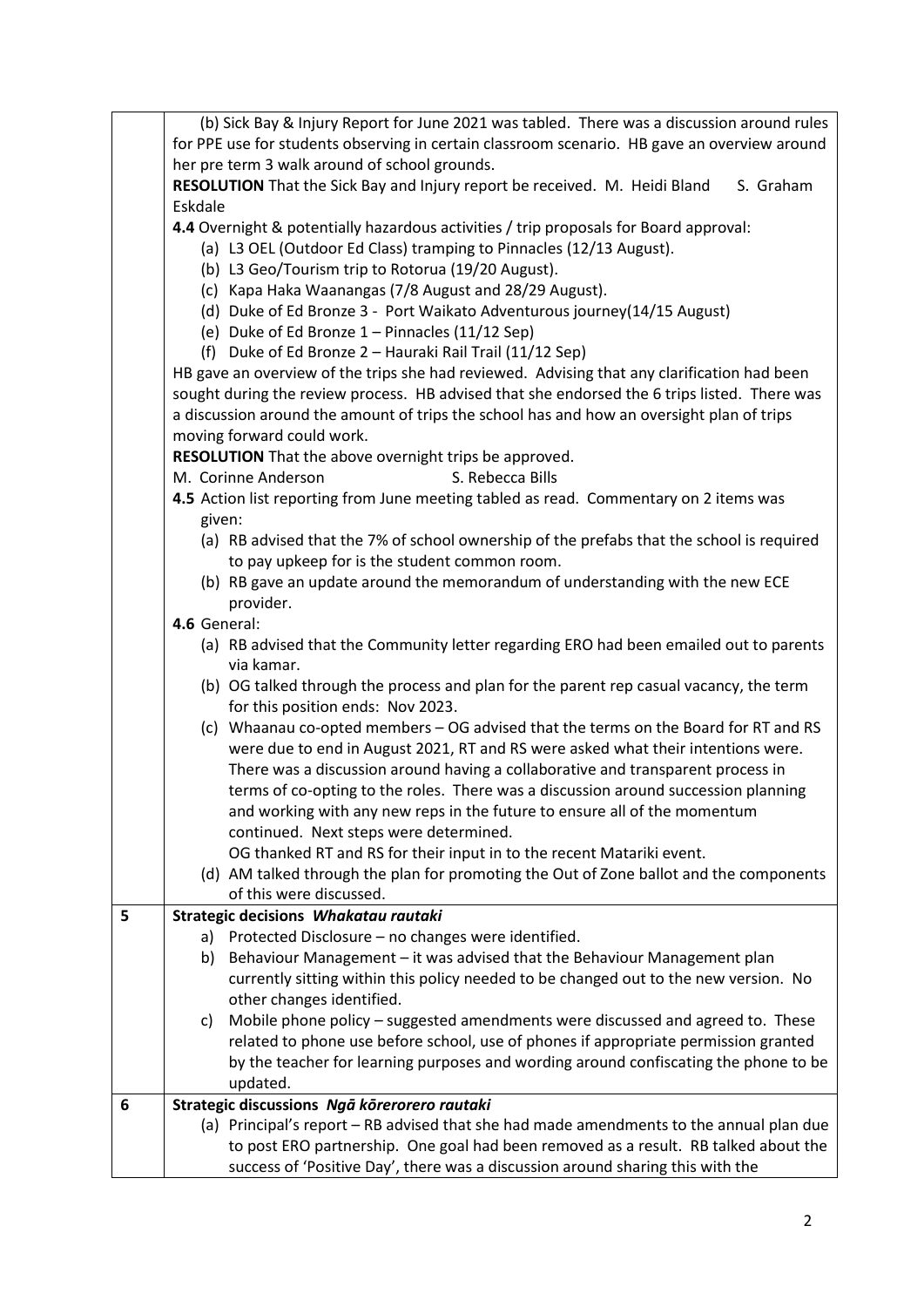| | |
|---|---|
| | (b) Sick Bay & Injury Report for June 2021 was tabled. There was a discussion around rules for PPE use for students observing in certain classroom scenario. HB gave an overview around her pre term 3 walk around of school grounds.<br>**RESOLUTION** That the Sick Bay and Injury report be received. M. Heidi Bland S. Graham Eskdale<br>**4.4** Overnight & potentially hazardous activities / trip proposals for Board approval:<br>(a) L3 OEL (Outdoor Ed Class) tramping to Pinnacles (12/13 August).<br>(b) L3 Geo/Tourism trip to Rotorua (19/20 August).<br>(c) Kapa Haka Waanangas (7/8 August and 28/29 August).<br>(d) Duke of Ed Bronze 3 - Port Waikato Adventurous journey(14/15 August)<br>(e) Duke of Ed Bronze 1 – Pinnacles (11/12 Sep)<br>(f) Duke of Ed Bronze 2 – Hauraki Rail Trail (11/12 Sep)<br>HB gave an overview of the trips she had reviewed. Advising that any clarification had been sought during the review process. HB advised that she endorsed the 6 trips listed. There was a discussion around the amount of trips the school has and how an oversight plan of trips moving forward could work.<br>**RESOLUTION** That the above overnight trips be approved.<br>M. Corinne Anderson S. Rebecca Bills<br>**4.5** Action list reporting from June meeting tabled as read. Commentary on 2 items was given:<br>(a) RB advised that the 7% of school ownership of the prefabs that the school is required to pay upkeep for is the student common room.<br>(b) RB gave an update around the memorandum of understanding with the new ECE provider.<br>**4.6** General:<br>(a) RB advised that the Community letter regarding ERO had been emailed out to parents via kamar.<br>(b) OG talked through the process and plan for the parent rep casual vacancy, the term for this position ends: Nov 2023.<br>(c) Whaanau co-opted members – OG advised that the terms on the Board for RT and RS were due to end in August 2021, RT and RS were asked what their intentions were. There was a discussion around having a collaborative and transparent process in terms of co-opting to the roles. There was a discussion around succession planning and working with any new reps in the future to ensure all of the momentum continued. Next steps were determined.<br>OG thanked RT and RS for their input in to the recent Matariki event.<br>(d) AM talked through the plan for promoting the Out of Zone ballot and the components of this were discussed. |
| **5** | **Strategic decisions *Whakatau rautaki***<br>a) Protected Disclosure – no changes were identified.<br>b) Behaviour Management – it was advised that the Behaviour Management plan currently sitting within this policy needed to be changed out to the new version. No other changes identified.<br>c) Mobile phone policy – suggested amendments were discussed and agreed to. These related to phone use before school, use of phones if appropriate permission granted by the teacher for learning purposes and wording around confiscating the phone to be updated. |
| **6** | **Strategic discussions *Ngā kōrerorero rautaki***<br>(a) Principal's report – RB advised that she had made amendments to the annual plan due to post ERO partnership. One goal had been removed as a result. RB talked about the success of 'Positive Day', there was a discussion around sharing this with the |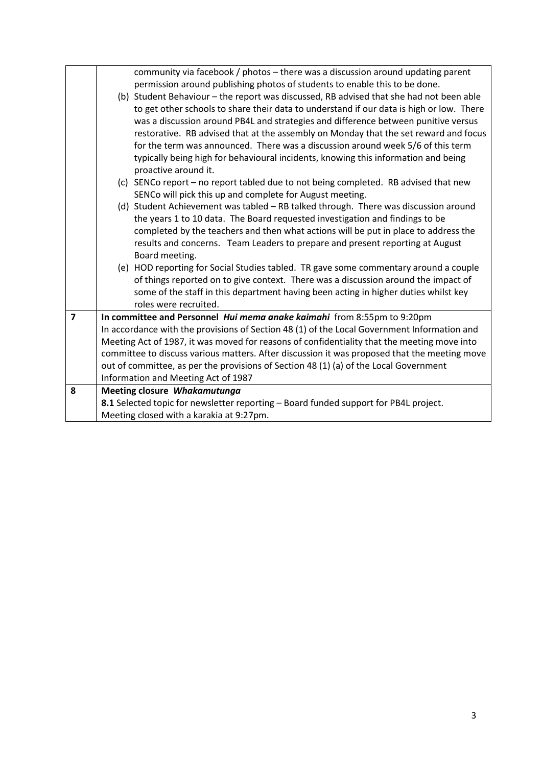| | |
|---|---|
| | community via facebook / photos – there was a discussion around updating parent permission around publishing photos of students to enable this to be done.<br>(b) Student Behaviour – the report was discussed, RB advised that she had not been able to get other schools to share their data to understand if our data is high or low. There was a discussion around PB4L and strategies and difference between punitive versus restorative. RB advised that at the assembly on Monday that the set reward and focus for the term was announced. There was a discussion around week 5/6 of this term typically being high for behavioural incidents, knowing this information and being proactive around it.<br>(c) SENCo report – no report tabled due to not being completed. RB advised that new SENCo will pick this up and complete for August meeting.<br>(d) Student Achievement was tabled – RB talked through. There was discussion around the years 1 to 10 data. The Board requested investigation and findings to be completed by the teachers and then what actions will be put in place to address the results and concerns. Team Leaders to prepare and present reporting at August Board meeting.<br>(e) HOD reporting for Social Studies tabled. TR gave some commentary around a couple of things reported on to give context. There was a discussion around the impact of some of the staff in this department having been acting in higher duties whilst key roles were recruited. |
| **7** | **In committee and Personnel** ***Hui mema anake kaimahi*** from 8:55pm to 9:20pm<br>In accordance with the provisions of Section 48 (1) of the Local Government Information and Meeting Act of 1987, it was moved for reasons of confidentiality that the meeting move into committee to discuss various matters. After discussion it was proposed that the meeting move out of committee, as per the provisions of Section 48 (1) (a) of the Local Government Information and Meeting Act of 1987 |
| **8** | **Meeting closure** ***Whakamutunga***<br>**8.1** Selected topic for newsletter reporting – Board funded support for PB4L project.<br>Meeting closed with a karakia at 9:27pm. |